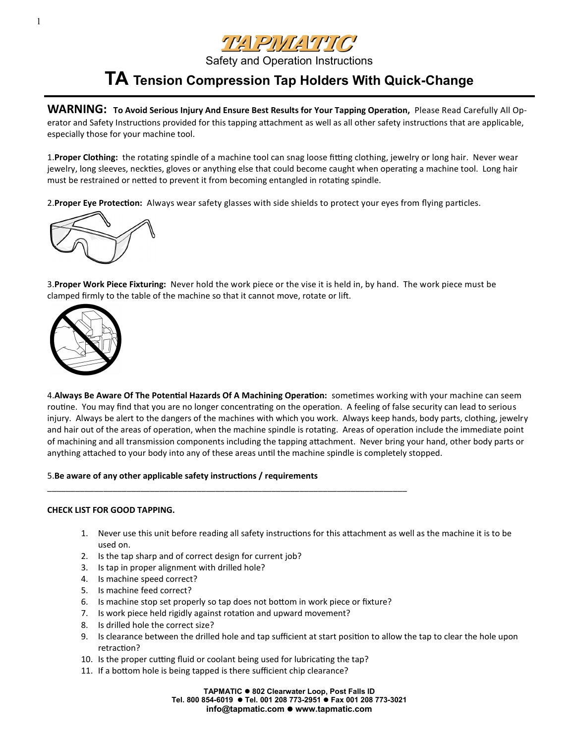# TAPMATIC

Safety and Operation Instructions

## TA Tension Compression Tap Holders With Quick-Change

**WARNING: To Avoid Serious Injury And Ensure Best Results for Your Tapping Operation,** Please Read Carefully All Operator and Safety Instructions provided for this tapping attachment as well as all other safety instructions that are applicable, especially those for your machine tool.

1.**Proper Clothing:** the rotating spindle of a machine tool can snag loose fitting clothing, jewelry or long hair. Never wear jewelry, long sleeves, neckties, gloves or anything else that could become caught when operating a machine tool. Long hair must be restrained or netted to prevent it from becoming entangled in rotating spindle.

2.**Proper Eye Protection:** Always wear safety glasses with side shields to protect your eyes from flying particles.

3.**Proper Work Piece Fixturing:** Never hold the work piece or the vise it is held in, by hand. The work piece must be clamped firmly to the table of the machine so that it cannot move, rotate or lift.

4.**Always Be Aware Of The Potential Hazards Of A Machining Operation:** sometimes working with your machine can seem routine. You may find that you are no longer concentrating on the operation. A feeling of false security can lead to serious injury. Always be alert to the dangers of the machines with which you work. Always keep hands, body parts, clothing, jewelry and hair out of the areas of operation, when the machine spindle is rotating. Areas of operation include the immediate point of machining and all transmission components including the tapping attachment. Never bring your hand, other body parts or anything attached to your body into any of these areas until the machine spindle is completely stopped.

5.**Be aware of any other applicable safety instructions / requirements**

---

**CHECK LIST FOR GOOD TAPPING.**

1. Never use this unit before reading all safety instructions for this attachment as well as the machine it is to be used on.
2. Is the tap sharp and of correct design for current job?
3. Is tap in proper alignment with drilled hole?
4. Is machine speed correct?
5. Is machine feed correct?
6. Is machine stop set properly so tap does not bottom in work piece or fixture?
7. Is work piece held rigidly against rotation and upward movement?
8. Is drilled hole the correct size?
9. Is clearance between the drilled hole and tap sufficient at start position to allow the tap to clear the hole upon retraction?
10. Is the proper cutting fluid or coolant being used for lubricating the tap?
11. If a bottom hole is being tapped is there sufficient chip clearance?

**TAPMATIC ● 802 Clearwater Loop, Post Falls ID**
**Tel. 800 854-6019 ● Tel. 001 208 773-2951 ● Fax 001 208 773-3021**
**info@tapmatic.com ● www.tapmatic.com**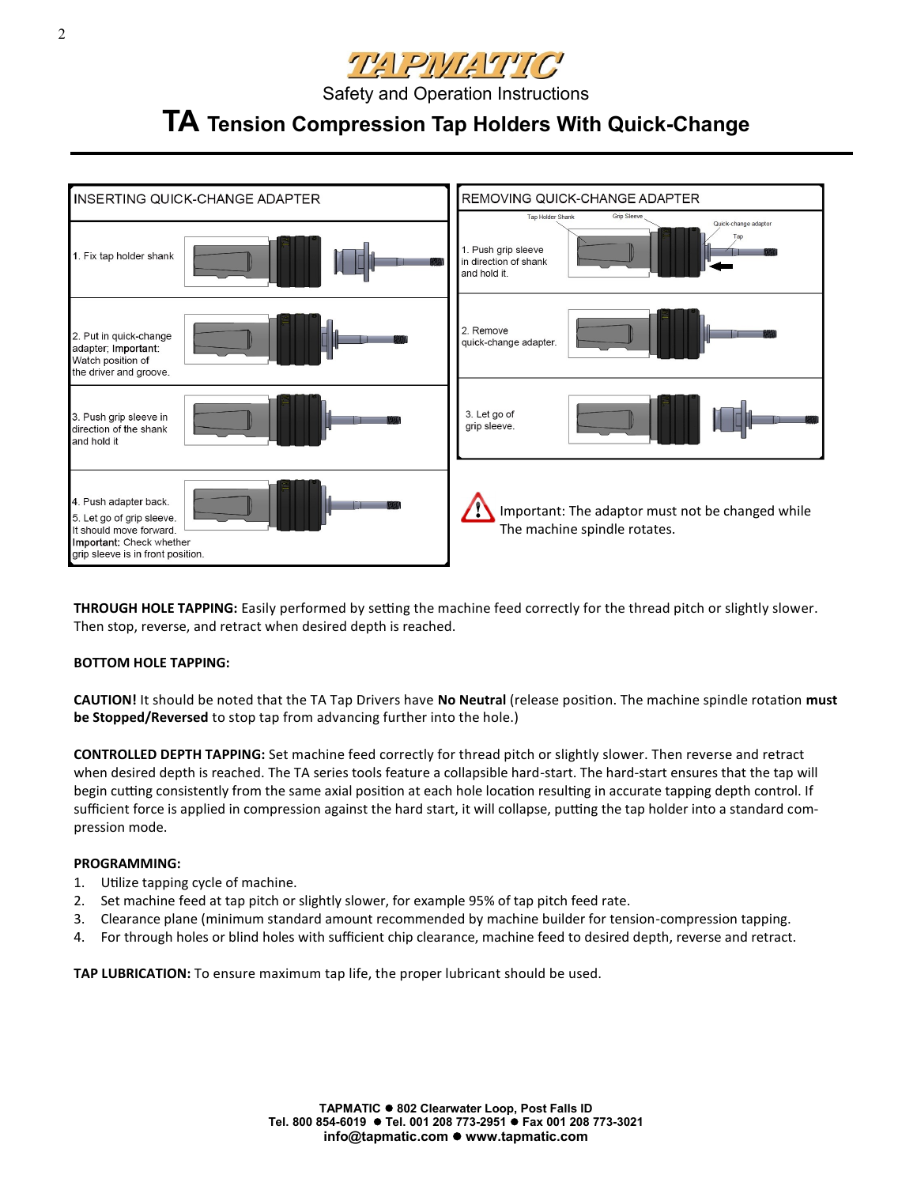# TAPMATIC

Safety and Operation Instructions

## TA Tension Compression Tap Holders With Quick-Change

| INSERTING QUICK-CHANGE ADAPTER |
| --- |
| 1. Fix tap holder shank |
| 2. Put in quick-change adapter; **Important:** Watch position of the driver and groove. |
| 3. Push grip sleeve in direction of the shank and hold it |
| 4. Push adapter back.<br>5. Let go of grip sleeve. It should move forward.<br>**Important:** Check whether grip sleeve is in front position. |

| REMOVING QUICK-CHANGE ADAPTER |
| --- |
| 1. Push grip sleeve in direction of shank and hold it. |
| 2. Remove quick-change adapter. |
| 3. Let go of grip sleeve. |

Tap Holder Shank, Grip Sleeve, Quick-change adaptor, Tap

Important: The adaptor must not be changed while The machine spindle rotates.

**THROUGH HOLE TAPPING:** Easily performed by setting the machine feed correctly for the thread pitch or slightly slower. Then stop, reverse, and retract when desired depth is reached.

**BOTTOM HOLE TAPPING:**

**CAUTION!** It should be noted that the TA Tap Drivers have **No Neutral** (release position. The machine spindle rotation **must be Stopped/Reversed** to stop tap from advancing further into the hole.)

**CONTROLLED DEPTH TAPPING:** Set machine feed correctly for thread pitch or slightly slower. Then reverse and retract when desired depth is reached. The TA series tools feature a collapsible hard-start. The hard-start ensures that the tap will begin cutting consistently from the same axial position at each hole location resulting in accurate tapping depth control. If sufficient force is applied in compression against the hard start, it will collapse, putting the tap holder into a standard compression mode.

**PROGRAMMING:**

1. Utilize tapping cycle of machine.
2. Set machine feed at tap pitch or slightly slower, for example 95% of tap pitch feed rate.
3. Clearance plane (minimum standard amount recommended by machine builder for tension-compression tapping.
4. For through holes or blind holes with sufficient chip clearance, machine feed to desired depth, reverse and retract.

**TAP LUBRICATION:** To ensure maximum tap life, the proper lubricant should be used.

**TAPMATIC ● 802 Clearwater Loop, Post Falls ID**
**Tel. 800 854-6019 ● Tel. 001 208 773-2951 ● Fax 001 208 773-3021**
**info@tapmatic.com ● www.tapmatic.com**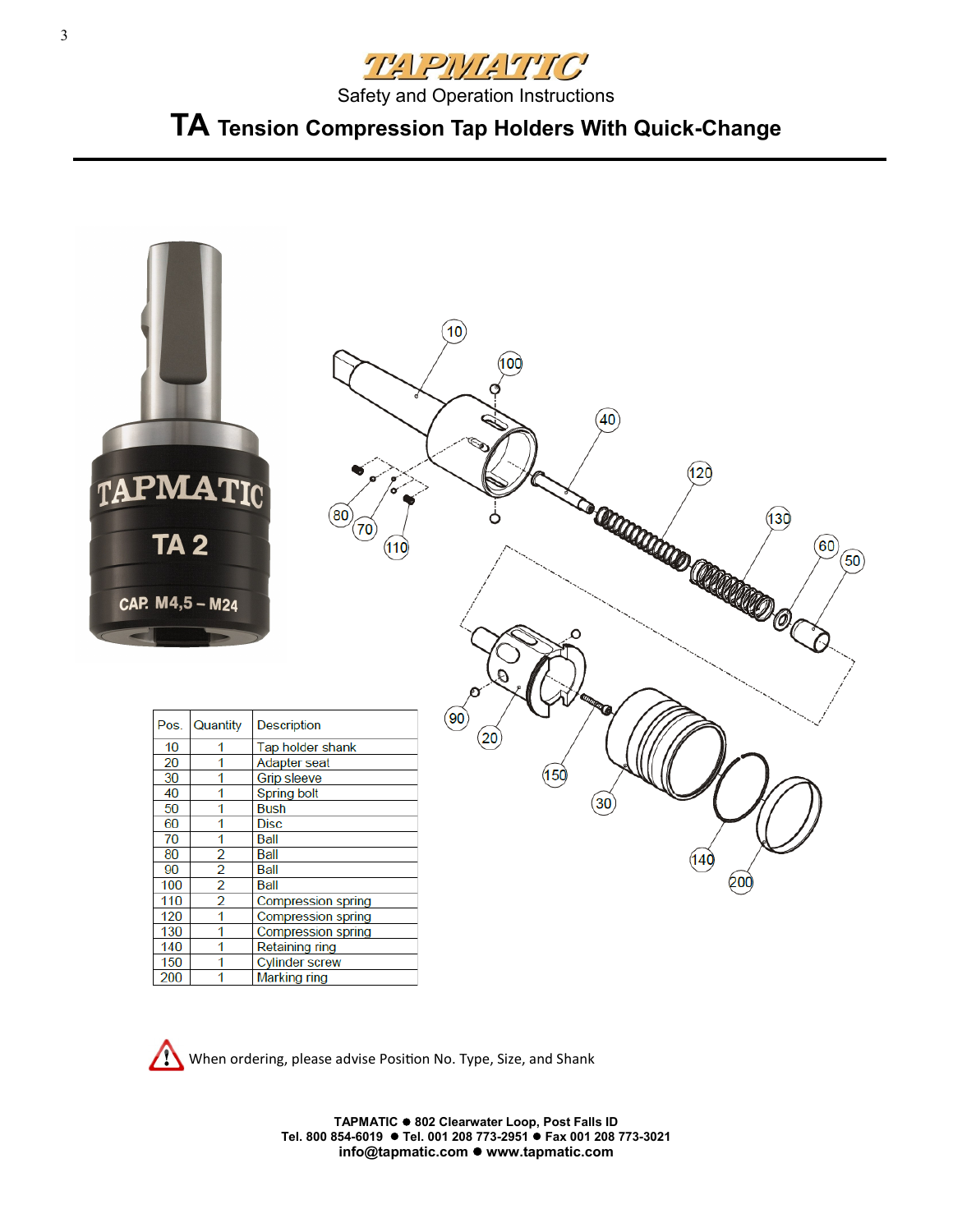# TAPMATIC

Safety and Operation Instructions

## TA Tension Compression Tap Holders With Quick-Change

| Pos. | Quantity | Description |
|---|---|---|
| 10 | 1 | Tap holder shank |
| 20 | 1 | Adapter seat |
| 30 | 1 | Grip sleeve |
| 40 | 1 | Spring bolt |
| 50 | 1 | Bush |
| 60 | 1 | Disc |
| 70 | 1 | Ball |
| 80 | 2 | Ball |
| 90 | 2 | Ball |
| 100 | 2 | Ball |
| 110 | 2 | Compression spring |
| 120 | 1 | Compression spring |
| 130 | 1 | Compression spring |
| 140 | 1 | Retaining ring |
| 150 | 1 | Cylinder screw |
| 200 | 1 | Marking ring |

When ordering, please advise Position No. Type, Size, and Shank

**TAPMATIC ● 802 Clearwater Loop, Post Falls ID**
**Tel. 800 854-6019 ● Tel. 001 208 773-2951 ● Fax 001 208 773-3021**
**info@tapmatic.com ● www.tapmatic.com**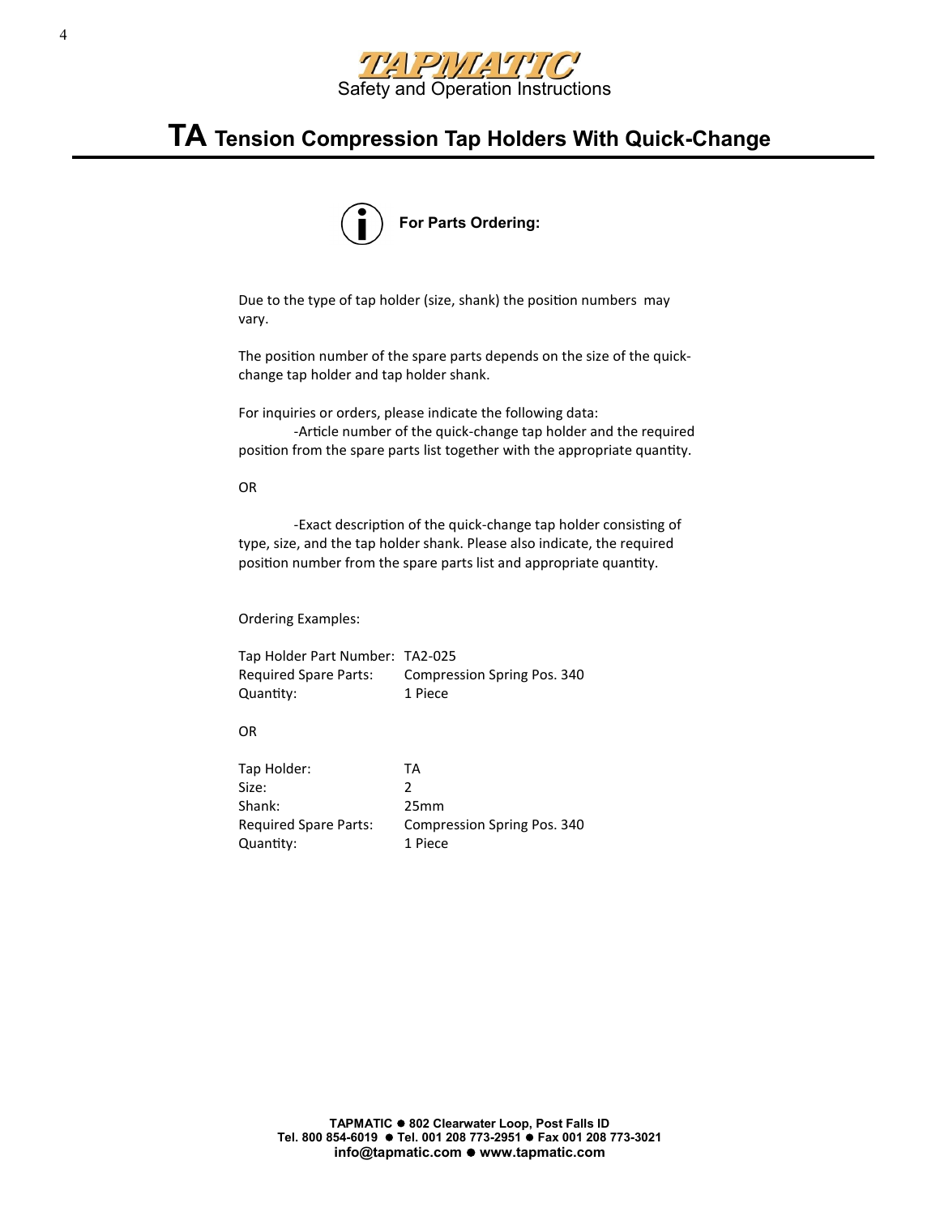# TA Tension Compression Tap Holders With Quick-Change

**For Parts Ordering:**

Due to the type of tap holder (size, shank) the position numbers may vary.

The position number of the spare parts depends on the size of the quick-change tap holder and tap holder shank.

For inquiries or orders, please indicate the following data:

-Article number of the quick-change tap holder and the required position from the spare parts list together with the appropriate quantity.

OR

-Exact description of the quick-change tap holder consisting of type, size, and the tap holder shank. Please also indicate, the required position number from the spare parts list and appropriate quantity.

Ordering Examples:

Tap Holder Part Number: TA2-025
Required Spare Parts: Compression Spring Pos. 340
Quantity: 1 Piece

OR

Tap Holder: TA
Size: 2
Shank: 25mm
Required Spare Parts: Compression Spring Pos. 340
Quantity: 1 Piece

**TAPMATIC ● 802 Clearwater Loop, Post Falls ID**
**Tel. 800 854-6019 ● Tel. 001 208 773-2951 ● Fax 001 208 773-3021**
**info@tapmatic.com ● www.tapmatic.com**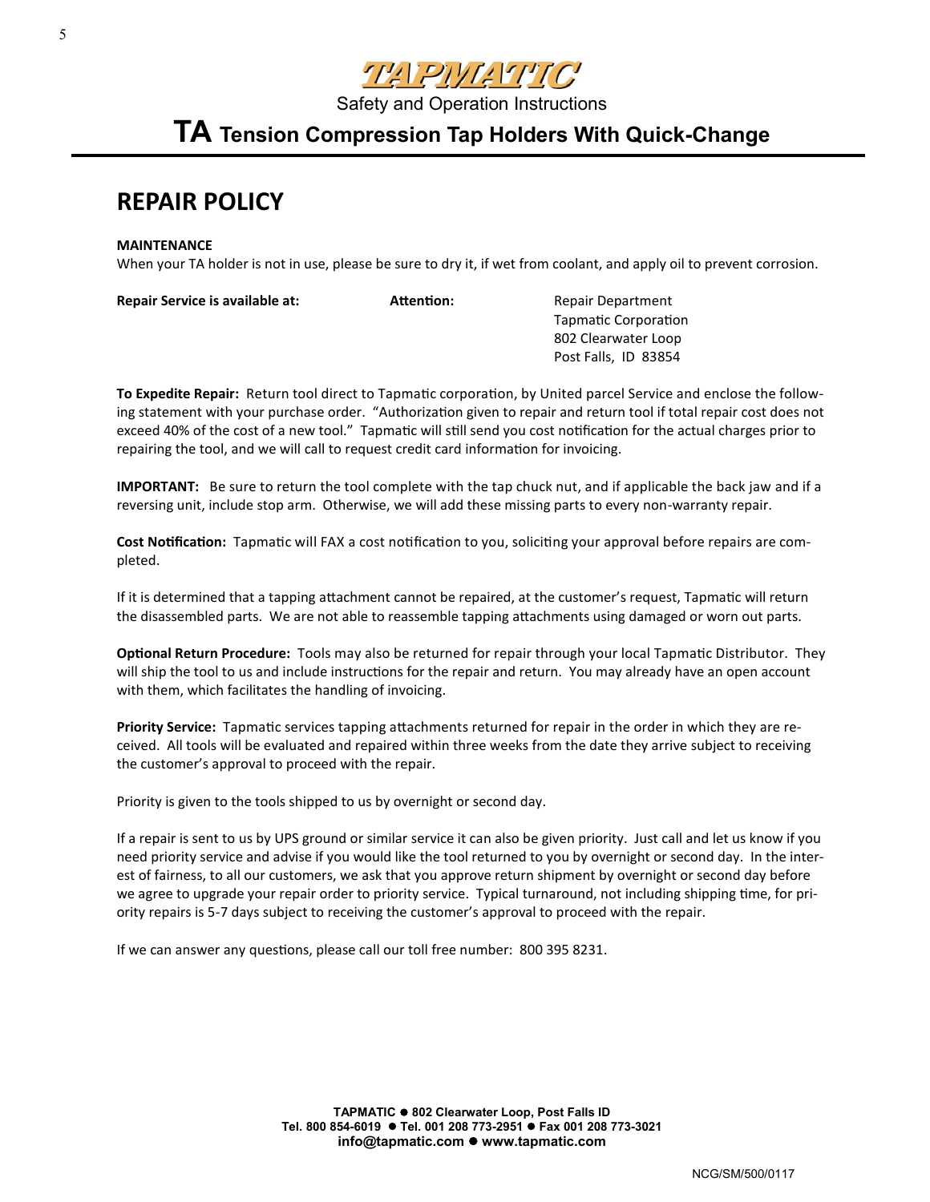# TAPMATIC

Safety and Operation Instructions

## TA Tension Compression Tap Holders With Quick-Change

## REPAIR POLICY

**MAINTENANCE**

When your TA holder is not in use, please be sure to dry it, if wet from coolant, and apply oil to prevent corrosion.

| | | |
|---|---|---|
| **Repair Service is available at:** | **Attention:** | Repair Department<br>Tapmatic Corporation<br>802 Clearwater Loop<br>Post Falls, ID 83854 |

**To Expedite Repair:** Return tool direct to Tapmatic corporation, by United parcel Service and enclose the following statement with your purchase order. "Authorization given to repair and return tool if total repair cost does not exceed 40% of the cost of a new tool." Tapmatic will still send you cost notification for the actual charges prior to repairing the tool, and we will call to request credit card information for invoicing.

**IMPORTANT:** Be sure to return the tool complete with the tap chuck nut, and if applicable the back jaw and if a reversing unit, include stop arm. Otherwise, we will add these missing parts to every non-warranty repair.

**Cost Notification:** Tapmatic will FAX a cost notification to you, soliciting your approval before repairs are completed.

If it is determined that a tapping attachment cannot be repaired, at the customer's request, Tapmatic will return the disassembled parts. We are not able to reassemble tapping attachments using damaged or worn out parts.

**Optional Return Procedure:** Tools may also be returned for repair through your local Tapmatic Distributor. They will ship the tool to us and include instructions for the repair and return. You may already have an open account with them, which facilitates the handling of invoicing.

**Priority Service:** Tapmatic services tapping attachments returned for repair in the order in which they are received. All tools will be evaluated and repaired within three weeks from the date they arrive subject to receiving the customer's approval to proceed with the repair.

Priority is given to the tools shipped to us by overnight or second day.

If a repair is sent to us by UPS ground or similar service it can also be given priority. Just call and let us know if you need priority service and advise if you would like the tool returned to you by overnight or second day. In the interest of fairness, to all our customers, we ask that you approve return shipment by overnight or second day before we agree to upgrade your repair order to priority service. Typical turnaround, not including shipping time, for priority repairs is 5-7 days subject to receiving the customer's approval to proceed with the repair.

If we can answer any questions, please call our toll free number: 800 395 8231.

**TAPMATIC ● 802 Clearwater Loop, Post Falls ID**
**Tel. 800 854-6019 ● Tel. 001 208 773-2951 ● Fax 001 208 773-3021**
**info@tapmatic.com ● www.tapmatic.com**

NCG/SM/500/0117